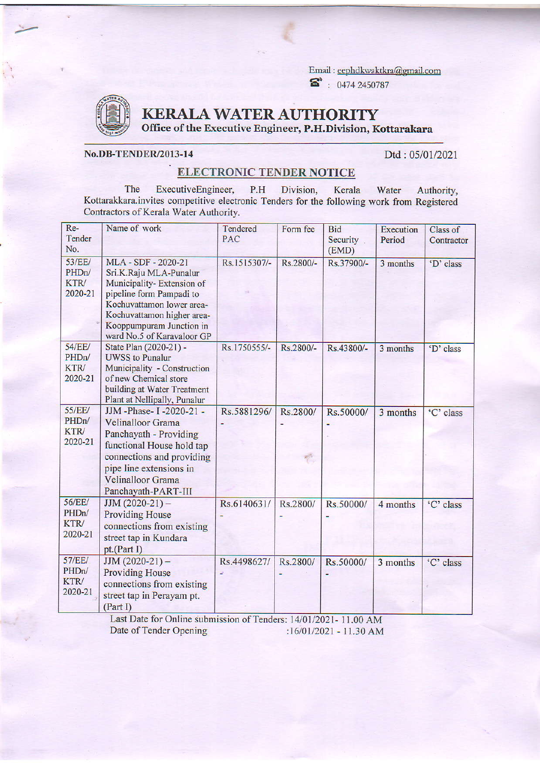Email : eephdkwaktkra@gmail.com

☎ : 0474 2450787

# KERALA WATER AUTHORITY

## Office of the Executive Engineer, P.H.Division, Kottarakara

**No.DB-TENDER/2013-14** Dtd : 05/01/2021

## ELECTRONIC TENDER NOTICE

The ExecutiveEngineer, P.H Division, Kerala Water Authority, Kottarakkara.invites competitive electronic Tenders for the following work from Registered Contractors of Kerala Water Authority.

| Re-Tender No. | Name of work | Tendered PAC | Form fee | Bid Security (EMD) | Execution Period | Class of Contractor |
|---|---|---|---|---|---|---|
| 53/EE/ PHDn/ KTR/ 2020-21 | MLA - SDF - 2020-21 Sri.K.Raju MLA-Punalur Municipality- Extension of pipeline form Pampadi to Kochuvattamon lower area-Kochuvattamon higher area-Kooppumpuram Junction in ward No.5 of Karavaloor GP | Rs.1515307/- | Rs.2800/- | Rs.37900/- | 3 months | 'D' class |
| 54/EE/ PHDn/ KTR/ 2020-21 | State Plan (2020-21) - UWSS to Punalur Municipality - Construction of new Chemical store building at Water Treatment Plant at Nellipally, Punalur | Rs.1750555/- | Rs.2800/- | Rs.43800/- | 3 months | 'D' class |
| 55/EE/ PHDn/ KTR/ 2020-21 | JJM -Phase- I -2020-21 - Velinalloor Grama Panchayath - Providing functional House hold tap connections and providing pipe line extensions in Velinalloor Grama Panchayath-PART-III | Rs.5881296/- | Rs.2800/- | Rs.50000/- | 3 months | 'C' class |
| 56/EE/ PHDn/ KTR/ 2020-21 | JJM (2020-21) – Providing House connections from existing street tap in Kundara pt.(Part I) | Rs.6140631/- | Rs.2800/- | Rs.50000/- | 4 months | 'C' class |
| 57/EE/ PHDn/ KTR/ 2020-21 | JJM (2020-21) – Providing House connections from existing street tap in Perayam pt. (Part I) | Rs.4498627/- | Rs.2800/- | Rs.50000/- | 3 months | 'C' class |

Last Date for Online submission of Tenders: 14/01/2021- 11.00 AM

Date of Tender Opening :16/01/2021 - 11.30 AM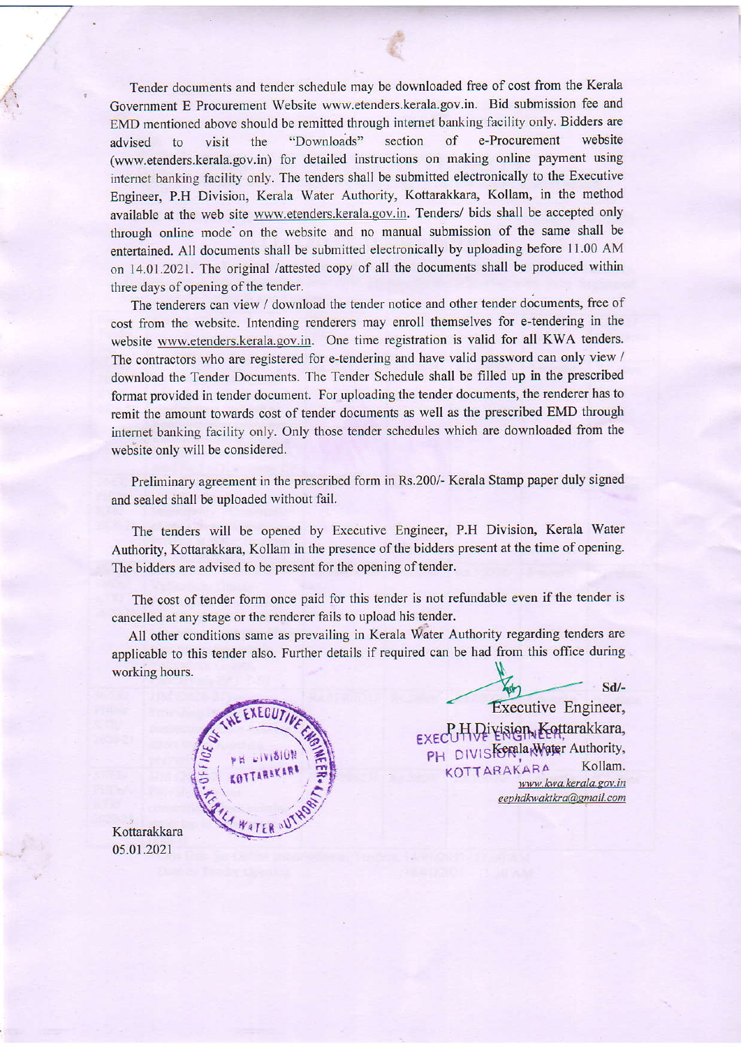Tender documents and tender schedule may be downloaded free of cost from the Kerala Government E Procurement Website www.etenders.kerala.gov.in. Bid submission fee and EMD mentioned above should be remitted through internet banking facility only. Bidders are advised to visit the "Downloads" section of e-Procurement website (www.etenders.kerala.gov.in) for detailed instructions on making online payment using internet banking facility only. The tenders shall be submitted electronically to the Executive Engineer, P.H Division, Kerala Water Authority, Kottarakkara, Kollam, in the method available at the web site www.etenders.kerala.gov.in. Tenders/ bids shall be accepted only through online mode on the website and no manual submission of the same shall be entertained. All documents shall be submitted electronically by uploading before 11.00 AM on 14.01.2021. The original /attested copy of all the documents shall be produced within three days of opening of the tender.

The tenderers can view / download the tender notice and other tender documents, free of cost from the website. Intending renderers may enroll themselves for e-tendering in the website www.etenders.kerala.gov.in. One time registration is valid for all KWA tenders. The contractors who are registered for e-tendering and have valid password can only view / download the Tender Documents. The Tender Schedule shall be filled up in the prescribed format provided in tender document. For uploading the tender documents, the renderer has to remit the amount towards cost of tender documents as well as the prescribed EMD through internet banking facility only. Only those tender schedules which are downloaded from the website only will be considered.

Preliminary agreement in the prescribed form in Rs.200/- Kerala Stamp paper duly signed and sealed shall be uploaded without fail.

The tenders will be opened by Executive Engineer, P.H Division, Kerala Water Authority, Kottarakkara, Kollam in the presence of the bidders present at the time of opening. The bidders are advised to be present for the opening of tender.

The cost of tender form once paid for this tender is not refundable even if the tender is cancelled at any stage or the renderer fails to upload his tender.

All other conditions same as prevailing in Kerala Water Authority regarding tenders are applicable to this tender also. Further details if required can be had from this office during working hours.

Sd/-

Executive Engineer,
P.H Division, Kottarakkara,
Kerala Water Authority,
Kollam.
www.kwa.kerala.gov.in
eephdkwaktkra@gmail.com

EXECUTIVE ENGINEER,
PH DIVISION, KWA
KOTTARAKARA

Kottarakkara
05.01.2021